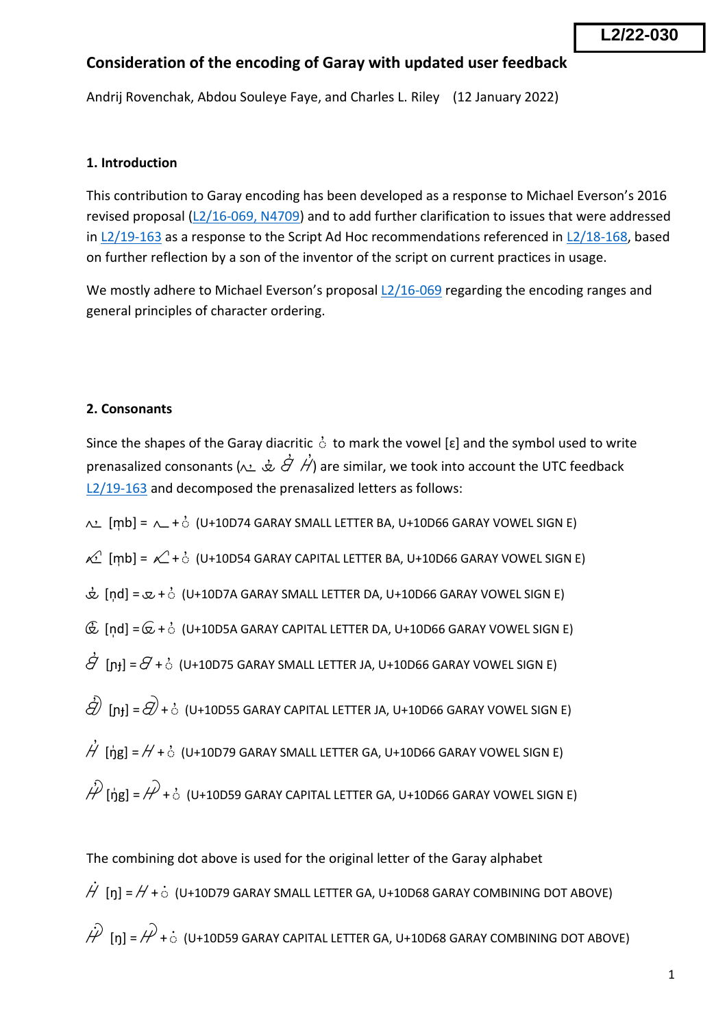L2/22-030

# Consideration of the encoding of Garay with updated user feedback

Andrij Rovenchak, Abdou Souleye Faye, and Charles L. Riley (12 January 2022)

## 1. Introduction

This contribution to Garay encoding has been developed as a response to Michael Everson's 2016 revised proposal (L2/16-069, N4709) and to add further clarification to issues that were addressed in L2/19-163 as a response to the Script Ad Hoc recommendations referenced in L2/18-168, based on further reflection by a son of the inventor of the script on current practices in usage.

We mostly adhere to Michael Everson's proposal L2/16-069 regarding the encoding ranges and general principles of character ordering.

## 2. Consonants

Since the shapes of the Garay diacritic ◌̇ to mark the vowel [ɛ] and the symbol used to write prenasalized consonants (𐵴̇ 𐵺̇ 𐵵̇ 𐵹̇) are similar, we took into account the UTC feedback L2/19-163 and decomposed the prenasalized letters as follows:

𐵴̇ [m̩b] = 𐵴 + ◌̇ (U+10D74 GARAY SMALL LETTER BA, U+10D66 GARAY VOWEL SIGN E)

𐵔̇ [m̩b] = 𐵔 + ◌̇ (U+10D54 GARAY CAPITAL LETTER BA, U+10D66 GARAY VOWEL SIGN E)

𐵺̇ [n̩d] = 𐵺 + ◌̇ (U+10D7A GARAY SMALL LETTER DA, U+10D66 GARAY VOWEL SIGN E)

𐵚̇ [n̩d] = 𐵚 + ◌̇ (U+10D5A GARAY CAPITAL LETTER DA, U+10D66 GARAY VOWEL SIGN E)

𐵵̇ [ɲ̩ɟ] = 𐵵 + ◌̇ (U+10D75 GARAY SMALL LETTER JA, U+10D66 GARAY VOWEL SIGN E)

𐵕̇ [ɲ̩ɟ] = 𐵕 + ◌̇ (U+10D55 GARAY CAPITAL LETTER JA, U+10D66 GARAY VOWEL SIGN E)

𐵹̇ [ŋ̍g] = 𐵹 + ◌̇ (U+10D79 GARAY SMALL LETTER GA, U+10D66 GARAY VOWEL SIGN E)

𐵙̇ [ŋ̍g] = 𐵙 + ◌̇ (U+10D59 GARAY CAPITAL LETTER GA, U+10D66 GARAY VOWEL SIGN E)

The combining dot above is used for the original letter of the Garay alphabet

𐵹̇ [ŋ] = 𐵹 + ◌̇ (U+10D79 GARAY SMALL LETTER GA, U+10D68 GARAY COMBINING DOT ABOVE)

𐵙̇ [ŋ] = 𐵙 + ◌̇ (U+10D59 GARAY CAPITAL LETTER GA, U+10D68 GARAY COMBINING DOT ABOVE)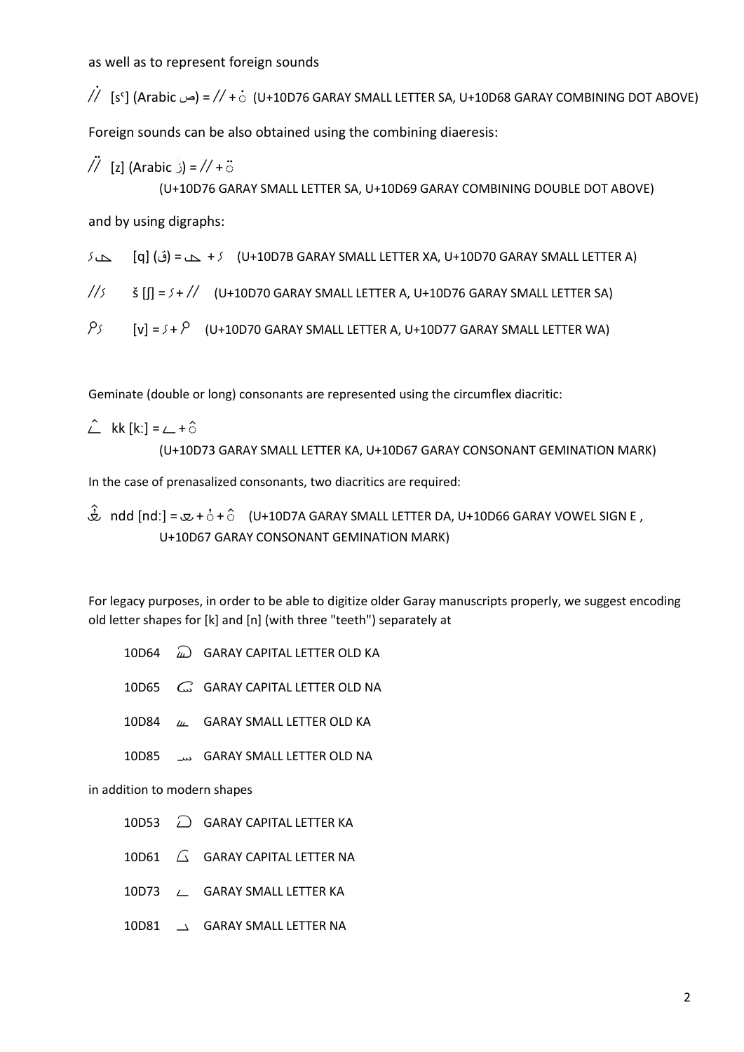as well as to represent foreign sounds

𐵶𐵨 [sˤ] (Arabic ص) = 𐵶 + 𐵨 (U+10D76 GARAY SMALL LETTER SA, U+10D68 GARAY COMBINING DOT ABOVE)

Foreign sounds can be also obtained using the combining diaeresis:

𐵶𐵩 [z] (Arabic ز) = 𐵶 + 𐵩

(U+10D76 GARAY SMALL LETTER SA, U+10D69 GARAY COMBINING DOUBLE DOT ABOVE)

and by using digraphs:

𐵰𐵻 [q] (ق) = 𐵻 + 𐵰 (U+10D7B GARAY SMALL LETTER XA, U+10D70 GARAY SMALL LETTER A)

𐵰𐵶 š [ʃ] = 𐵰 + 𐵶 (U+10D70 GARAY SMALL LETTER A, U+10D76 GARAY SMALL LETTER SA)

𐵰𐵷 [v] = 𐵰 + 𐵷 (U+10D70 GARAY SMALL LETTER A, U+10D77 GARAY SMALL LETTER WA)

Geminate (double or long) consonants are represented using the circumflex diacritic:

𐵳𐵧 kk [kː] = 𐵳 + 𐵧

(U+10D73 GARAY SMALL LETTER KA, U+10D67 GARAY CONSONANT GEMINATION MARK)

In the case of prenasalized consonants, two diacritics are required:

𐵺𐵦𐵧 ndd [ndː] = 𐵺 + 𐵦 + 𐵧 (U+10D7A GARAY SMALL LETTER DA, U+10D66 GARAY VOWEL SIGN E , U+10D67 GARAY CONSONANT GEMINATION MARK)

For legacy purposes, in order to be able to digitize older Garay manuscripts properly, we suggest encoding old letter shapes for [k] and [n] (with three "teeth") separately at

10D64 𐵤 GARAY CAPITAL LETTER OLD KA

10D65 𐵥 GARAY CAPITAL LETTER OLD NA

10D84 𐶄 GARAY SMALL LETTER OLD KA

10D85 𐶅 GARAY SMALL LETTER OLD NA

in addition to modern shapes

10D53 𐵓 GARAY CAPITAL LETTER KA

10D61 𐵡 GARAY CAPITAL LETTER NA

10D73 𐵳 GARAY SMALL LETTER KA

10D81 𐶁 GARAY SMALL LETTER NA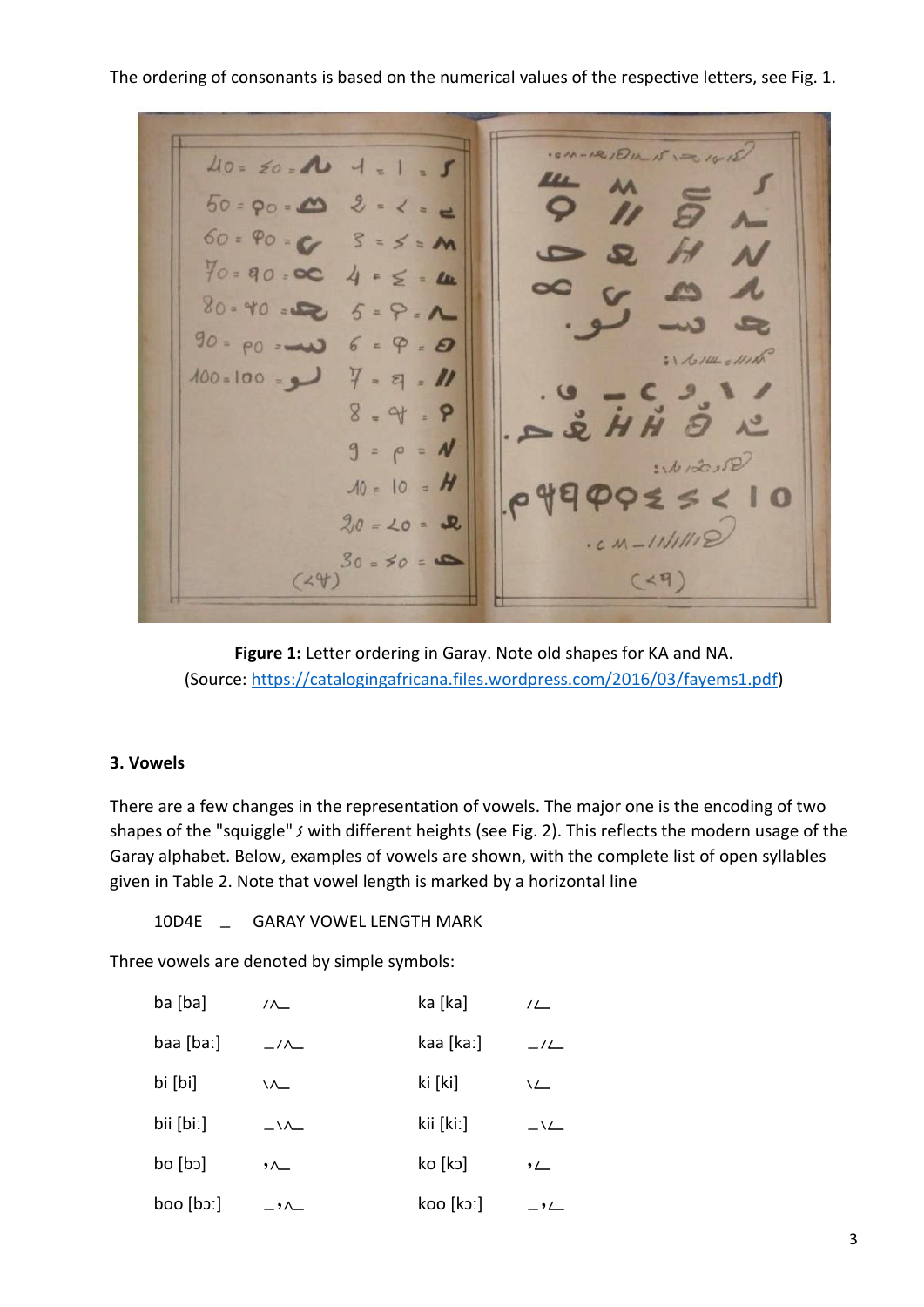The ordering of consonants is based on the numerical values of the respective letters, see Fig. 1.

**Figure 1:** Letter ordering in Garay. Note old shapes for KA and NA. (Source: https://catalogingafricana.files.wordpress.com/2016/03/fayems1.pdf)

### 3. Vowels

There are a few changes in the representation of vowels. The major one is the encoding of two shapes of the "squiggle" with different heights (see Fig. 2). This reflects the modern usage of the Garay alphabet. Below, examples of vowels are shown, with the complete list of open syllables given in Table 2. Note that vowel length is marked by a horizontal line

10D4E _ GARAY VOWEL LENGTH MARK

Three vowels are denoted by simple symbols:

| | | | |
|---|---|---|---|
| ba [ba] | /ʌ_ | ka [ka] | /∠ |
| baa [baː] | _/ʌ_ | kaa [kaː] | _/∠ |
| bi [bi] | \ʌ_ | ki [ki] | \∠ |
| bii [biː] | _\ʌ_ | kii [kiː] | _\∠ |
| bo [bɔ] | ,ʌ_ | ko [kɔ] | ,∠ |
| boo [bɔː] | _,ʌ_ | koo [kɔː] | _,∠ |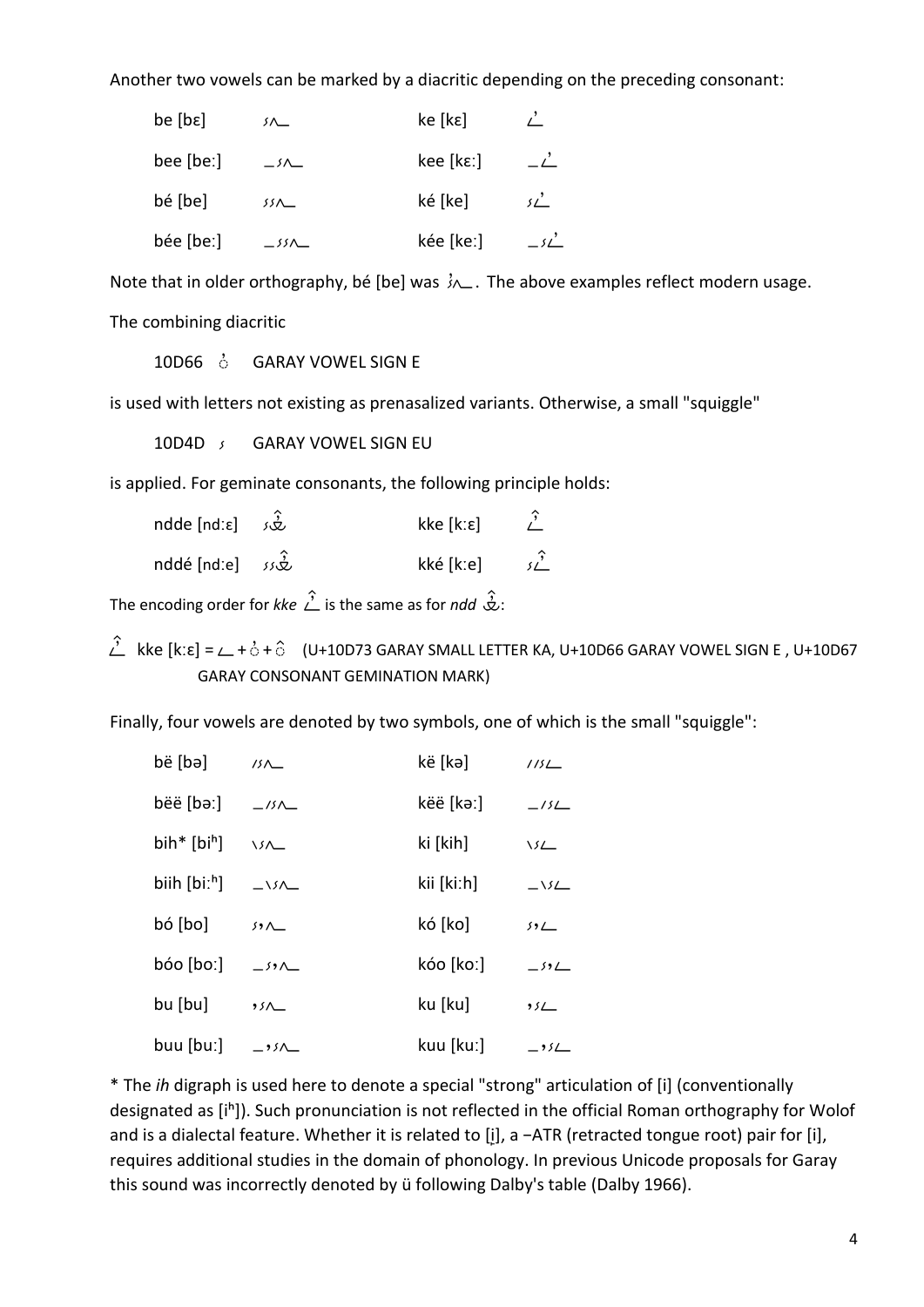Another two vowels can be marked by a diacritic depending on the preceding consonant:

| | | | |
|---|---|---|---|
| be [bɛ] | 𐵍𐵁 | ke [kɛ] | 𐵳𐵦 |
| bee [beː] | _𐵍𐵁 | kee [kɛː] | _𐵳𐵦 |
| bé [be] | 𐵍𐵍𐵁 | ké [ke] | 𐵍𐵳𐵦 |
| bée [beː] | _𐵍𐵍𐵁 | kée [keː] | _𐵍𐵳𐵦 |

Note that in older orthography, bé [be] was 𐵍𐵦𐵁. The above examples reflect modern usage.

The combining diacritic

10D66 ◌𐵦 GARAY VOWEL SIGN E

is used with letters not existing as prenasalized variants. Otherwise, a small "squiggle"

10D4D 𐵍 GARAY VOWEL SIGN EU

is applied. For geminate consonants, the following principle holds:

| | | | |
|---|---|---|---|
| ndde [ndːɛ] | 𐵍𐵝𐵧 | kke [kːɛ] | 𐵳𐵦𐵧 |
| nddé [ndːe] | 𐵍𐵍𐵝𐵧 | kké [kːe] | 𐵍𐵳𐵦𐵧 |

The encoding order for *kke* 𐵳𐵦𐵧 is the same as for *ndd* 𐵝𐵧:

𐵳𐵦𐵧 kke [kːɛ] = 𐵳 + ◌𐵦 + ◌𐵧 (U+10D73 GARAY SMALL LETTER KA, U+10D66 GARAY VOWEL SIGN E , U+10D67 GARAY CONSONANT GEMINATION MARK)

Finally, four vowels are denoted by two symbols, one of which is the small "squiggle":

| | | | |
|---|---|---|---|
| bë [bə] | /𐵍𐵁 | kë [kə] | //𐵍𐵳 |
| bëë [bəː] | _/𐵍𐵁 | këë [kəː] | _/𐵍𐵳 |
| bih* [biʰ] | \𐵍𐵁 | ki [kih] | \𐵍𐵳 |
| biih [biːʰ] | _\𐵍𐵁 | kii [kiːh] | _\𐵍𐵳 |
| bó [bo] | 𐵍,𐵁 | kó [ko] | 𐵍,𐵳 |
| bóo [boː] | _𐵍,𐵁 | kóo [koː] | _𐵍,𐵳 |
| bu [bu] | ,𐵍𐵁 | ku [ku] | ,𐵍𐵳 |
| buu [buː] | _,𐵍𐵁 | kuu [kuː] | _,𐵍𐵳 |

* The *ih* digraph is used here to denote a special "strong" articulation of [i] (conventionally designated as [iʰ]). Such pronunciation is not reflected in the official Roman orthography for Wolof and is a dialectal feature. Whether it is related to [i̙], a −ATR (retracted tongue root) pair for [i], requires additional studies in the domain of phonology. In previous Unicode proposals for Garay this sound was incorrectly denoted by ü following Dalby's table (Dalby 1966).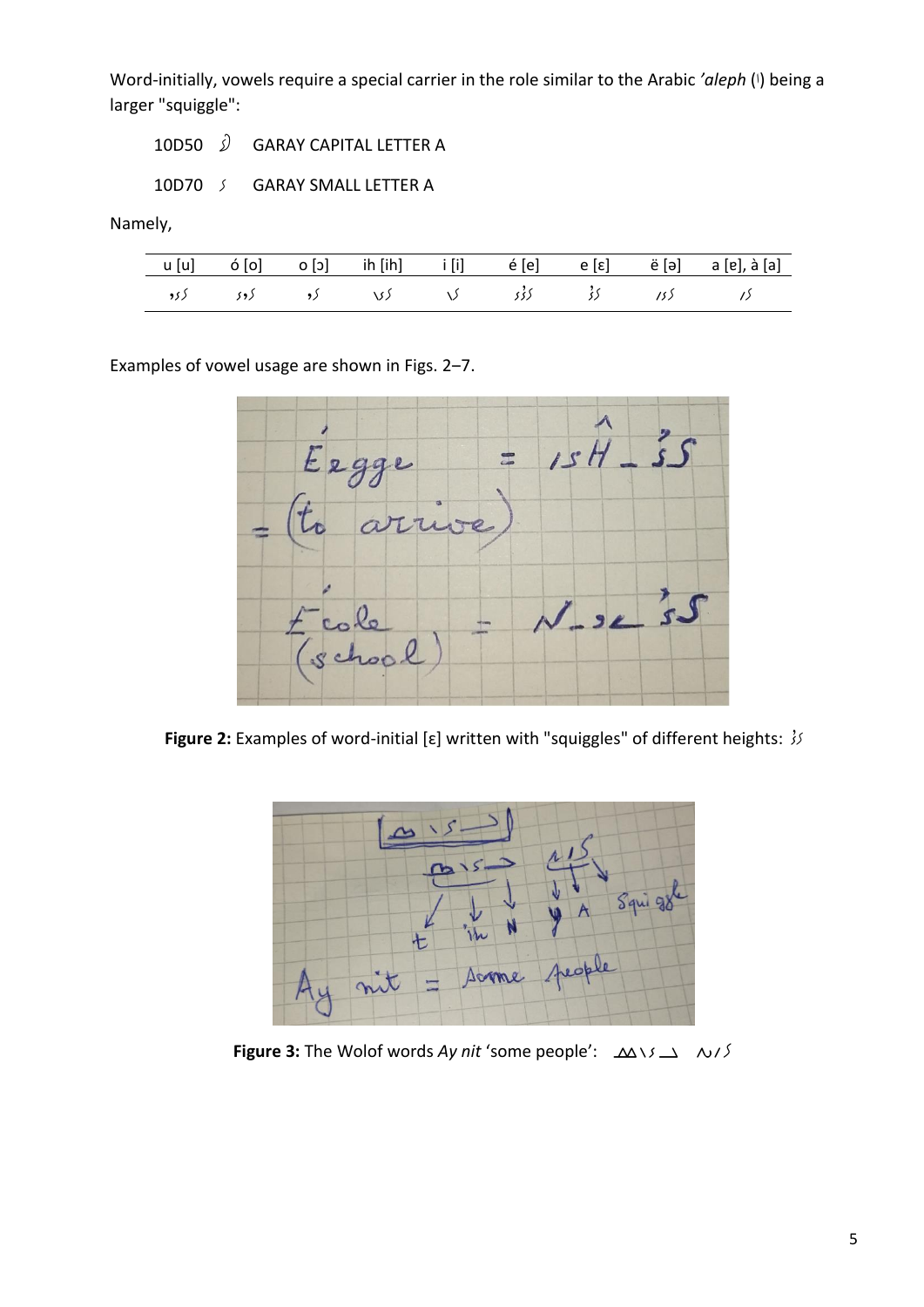Word-initially, vowels require a special carrier in the role similar to the Arabic *'aleph* (ا) being a larger "squiggle":

10D50 𐵐 GARAY CAPITAL LETTER A

10D70 𐵰 GARAY SMALL LETTER A

Namely,

| u [u] | ó [o] | o [ɔ] | ih [ih] | i [i] | é [e] | e [ɛ] | ë [ə] | a [ɐ], à [a] |
|---|---|---|---|---|---|---|---|---|
| 𐵰𐵰𐵰 | 𐵰𐵰𐵰 | 𐵰𐵰 | 𐵰𐵰 | 𐵰 | 𐵰𐵰𐵰 | 𐵰𐵰 | 𐵰𐵰 | 𐵰 |

Examples of vowel usage are shown in Figs. 2–7.

**Figure 2:** Examples of word-initial [ɛ] written with "squiggles" of different heights: 𐵰𐵰

**Figure 3:** The Wolof words *Ay nit* 'some people':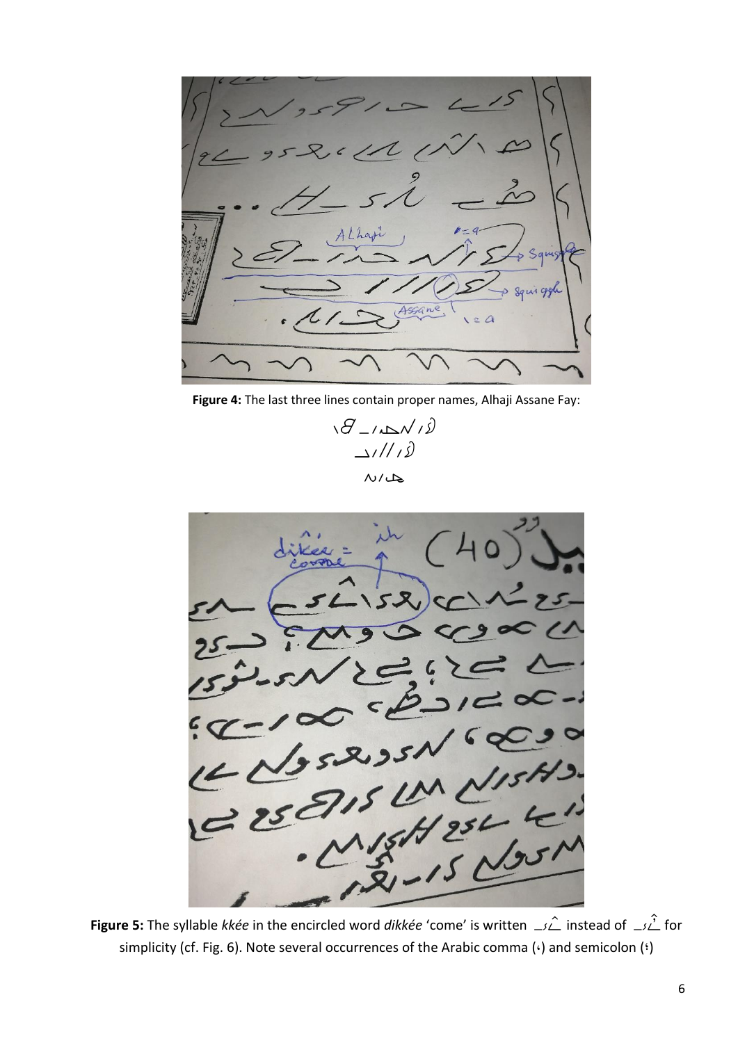**Figure 4:** The last three lines contain proper names, Alhaji Assane Fay:

**Figure 5:** The syllable *kkée* in the encircled word *dikkée* 'come' is written ـﮐ̂ instead of ـﮐ̂ for simplicity (cf. Fig. 6). Note several occurrences of the Arabic comma (،) and semicolon (؛)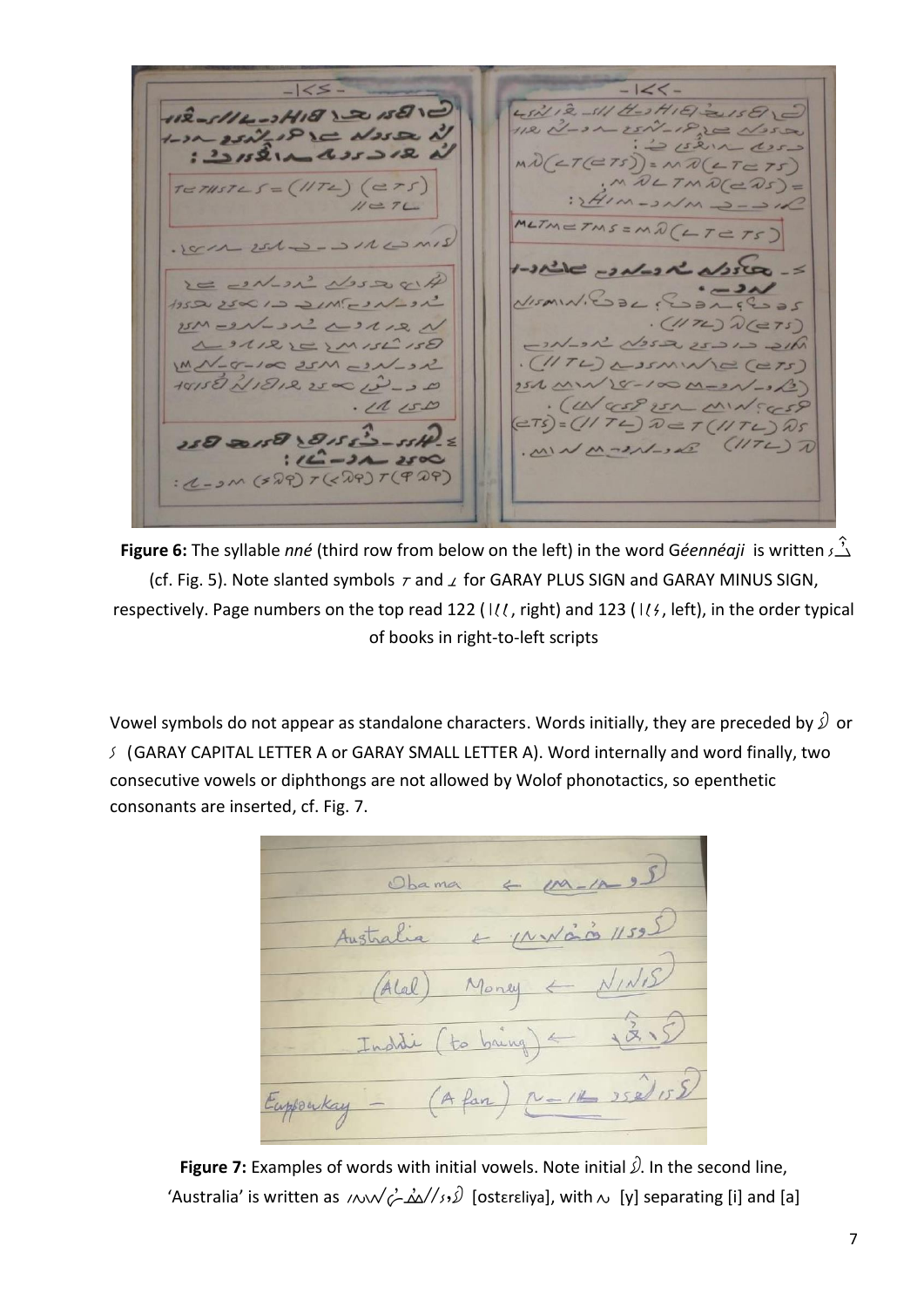**Figure 6:** The syllable *nné* (third row from below on the left) in the word G*éennéaji* is written 𐵁 (cf. Fig. 5). Note slanted symbols 𐵎 and 𐵏 for GARAY PLUS SIGN and GARAY MINUS SIGN, respectively. Page numbers on the top read 122 (𐵂𐵂𐵂, right) and 123 (𐵂𐵂𐵃, left), in the order typical of books in right-to-left scripts

Vowel symbols do not appear as standalone characters. Words initially, they are preceded by 𐵐 or 𐵰 (GARAY CAPITAL LETTER A or GARAY SMALL LETTER A). Word internally and word finally, two consecutive vowels or diphthongs are not allowed by Wolof phonotactics, so epenthetic consonants are inserted, cf. Fig. 7.

**Figure 7:** Examples of words with initial vowels. Note initial 𐵐. In the second line, 'Australia' is written as 𐵐𐵰𐵱 [ostɛrɛliya], with 𐵲 [y] separating [i] and [a]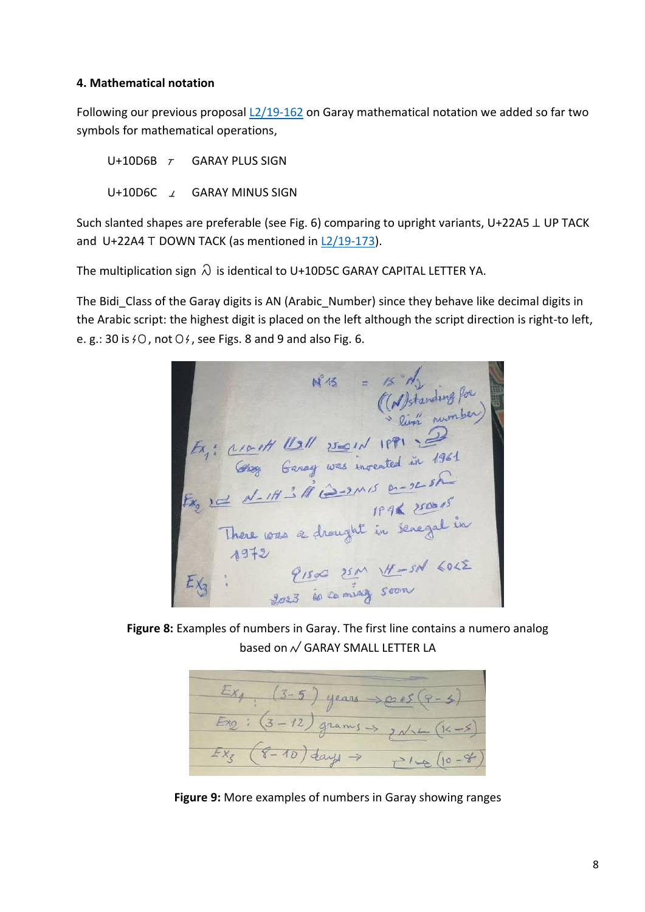**4. Mathematical notation**

Following our previous proposal L2/19-162 on Garay mathematical notation we added so far two symbols for mathematical operations,

U+10D6B 𐵫 GARAY PLUS SIGN

U+10D6C 𐵬 GARAY MINUS SIGN

Such slanted shapes are preferable (see Fig. 6) comparing to upright variants, U+22A5 ⊥ UP TACK and U+22A4 ⊤ DOWN TACK (as mentioned in L2/19-173).

The multiplication sign 𐵜 is identical to U+10D5C GARAY CAPITAL LETTER YA.

The Bidi_Class of the Garay digits is AN (Arabic_Number) since they behave like decimal digits in the Arabic script: the highest digit is placed on the left although the script direction is right-to left, e. g.: 30 is 𐵃𐵀, not 𐵀𐵃, see Figs. 8 and 9 and also Fig. 6.

**Figure 8:** Examples of numbers in Garay. The first line contains a numero analog based on 𐵶 GARAY SMALL LETTER LA

**Figure 9:** More examples of numbers in Garay showing ranges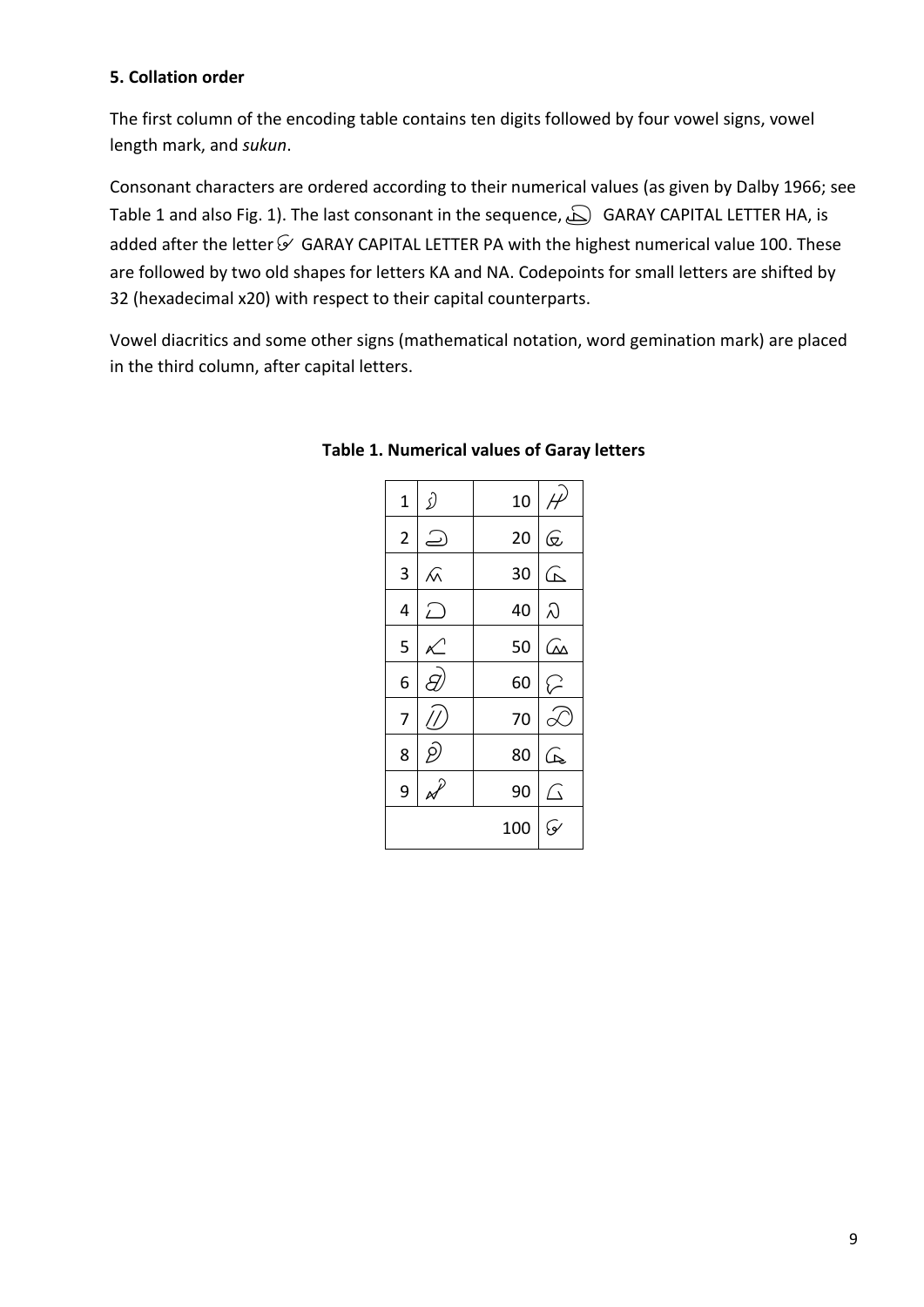### 5. Collation order

The first column of the encoding table contains ten digits followed by four vowel signs, vowel length mark, and *sukun*.

Consonant characters are ordered according to their numerical values (as given by Dalby 1966; see Table 1 and also Fig. 1). The last consonant in the sequence, GARAY CAPITAL LETTER HA, is added after the letter GARAY CAPITAL LETTER PA with the highest numerical value 100. These are followed by two old shapes for letters KA and NA. Codepoints for small letters are shifted by 32 (hexadecimal x20) with respect to their capital counterparts.

Vowel diacritics and some other signs (mathematical notation, word gemination mark) are placed in the third column, after capital letters.

**Table 1. Numerical values of Garay letters**

| | | | |
|---|---|---|---|
| 1 | | 10 | |
| 2 | | 20 | |
| 3 | | 30 | |
| 4 | | 40 | |
| 5 | | 50 | |
| 6 | | 60 | |
| 7 | | 70 | |
| 8 | | 80 | |
| 9 | | 90 | |
| | | 100 | |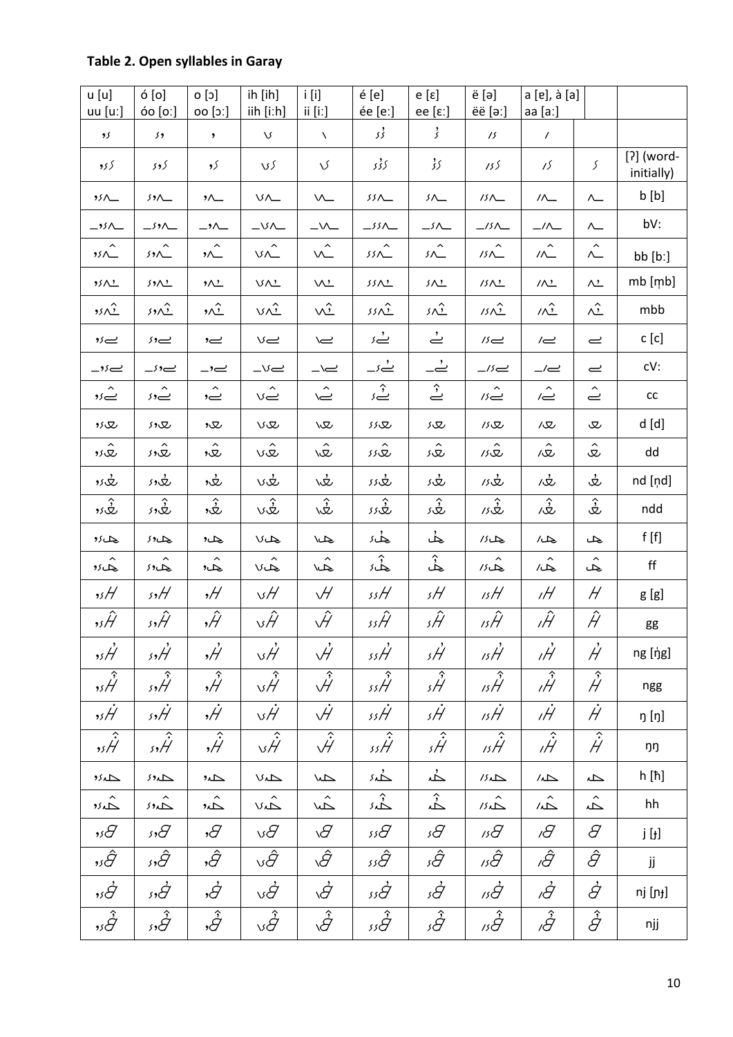**Table 2. Open syllables in Garay**

| u [u] uu [uː] | ó [o] óo [oː] | o [ɔ] oo [ɔː] | ih [ih] iih [iːh] | i [i] ii [iː] | é [e] ée [eː] | e [ɛ] ee [ɛː] | ë [ə] ëë [əː] | a [ɐ], à [a] aa [aː] | | |
|---|---|---|---|---|---|---|---|---|---|---|
| | | | | | | | | | | |
| | | | | | | | | | | [ʔ] (word-initially) |
| | | | | | | | | | | b [b] |
| | | | | | | | | | | bV: |
| | | | | | | | | | | bb [bː] |
| | | | | | | | | | | mb [m̩b] |
| | | | | | | | | | | mbb |
| | | | | | | | | | | c [c] |
| | | | | | | | | | | cV: |
| | | | | | | | | | | cc |
| | | | | | | | | | | d [d] |
| | | | | | | | | | | dd |
| | | | | | | | | | | nd [n̩d] |
| | | | | | | | | | | ndd |
| | | | | | | | | | | f [f] |
| | | | | | | | | | | ff |
| | | | | | | | | | | g [g] |
| | | | | | | | | | | gg |
| | | | | | | | | | | ng [ŋ̍g] |
| | | | | | | | | | | ngg |
| | | | | | | | | | | ŋ [ŋ] |
| | | | | | | | | | | ŋŋ |
| | | | | | | | | | | h [ħ] |
| | | | | | | | | | | hh |
| | | | | | | | | | | j [ɟ] |
| | | | | | | | | | | jj |
| | | | | | | | | | | nj [ɲɟ] |
| | | | | | | | | | | njj |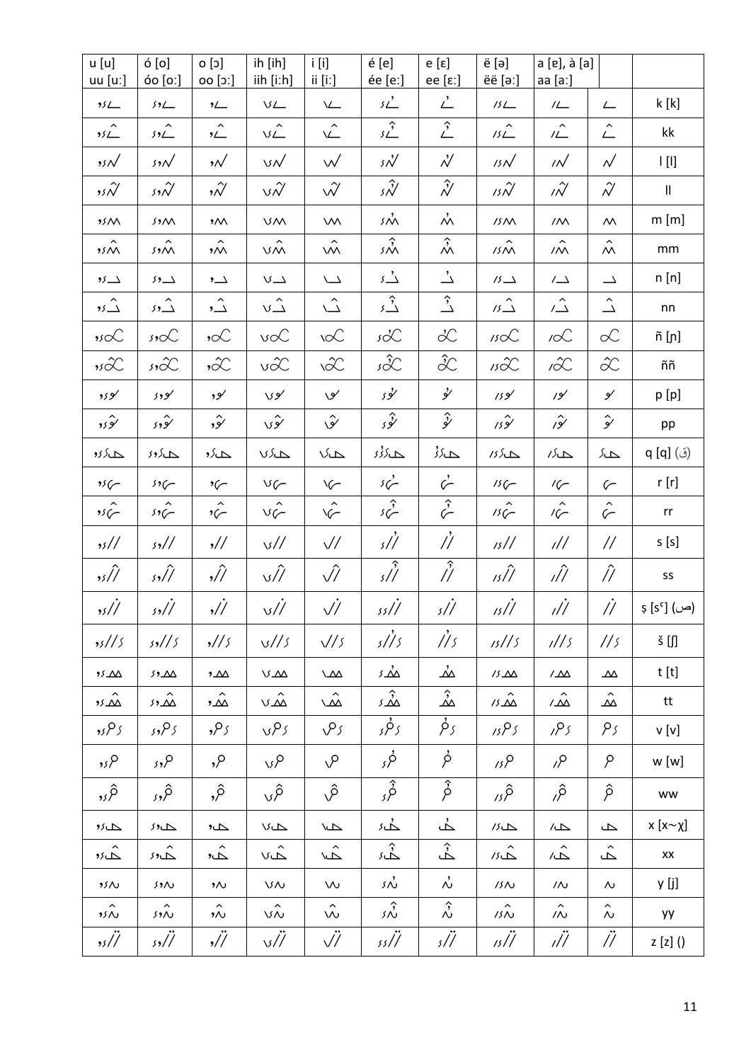| u [u]<br>uu [uː] | ó [o]<br>óo [oː] | o [ɔ]<br>oo [ɔː] | ih [ih]<br>iih [iːh] | i [i]<br>ii [iː] | é [e]<br>ée [eː] | e [ɛ]<br>ee [ɛː] | ë [ə]<br>ëë [əː] | a [ɐ], à [a]<br>aa [aː] | | |
|---|---|---|---|---|---|---|---|---|---|---|
| | | | | | | | | | | k [k] |
| | | | | | | | | | | kk |
| | | | | | | | | | | l [l] |
| | | | | | | | | | | ll |
| | | | | | | | | | | m [m] |
| | | | | | | | | | | mm |
| | | | | | | | | | | n [n] |
| | | | | | | | | | | nn |
| | | | | | | | | | | ñ [ɲ] |
| | | | | | | | | | | ññ |
| | | | | | | | | | | p [p] |
| | | | | | | | | | | pp |
| | | | | | | | | | | q [q] (ق) |
| | | | | | | | | | | r [r] |
| | | | | | | | | | | rr |
| | | | | | | | | | | s [s] |
| | | | | | | | | | | ss |
| | | | | | | | | | | ṣ [sˤ] (ص) |
| | | | | | | | | | | š [ʃ] |
| | | | | | | | | | | t [t] |
| | | | | | | | | | | tt |
| | | | | | | | | | | v [v] |
| | | | | | | | | | | w [w] |
| | | | | | | | | | | ww |
| | | | | | | | | | | x [x~χ] |
| | | | | | | | | | | xx |
| | | | | | | | | | | y [j] |
| | | | | | | | | | | yy |
| | | | | | | | | | | z [z] () |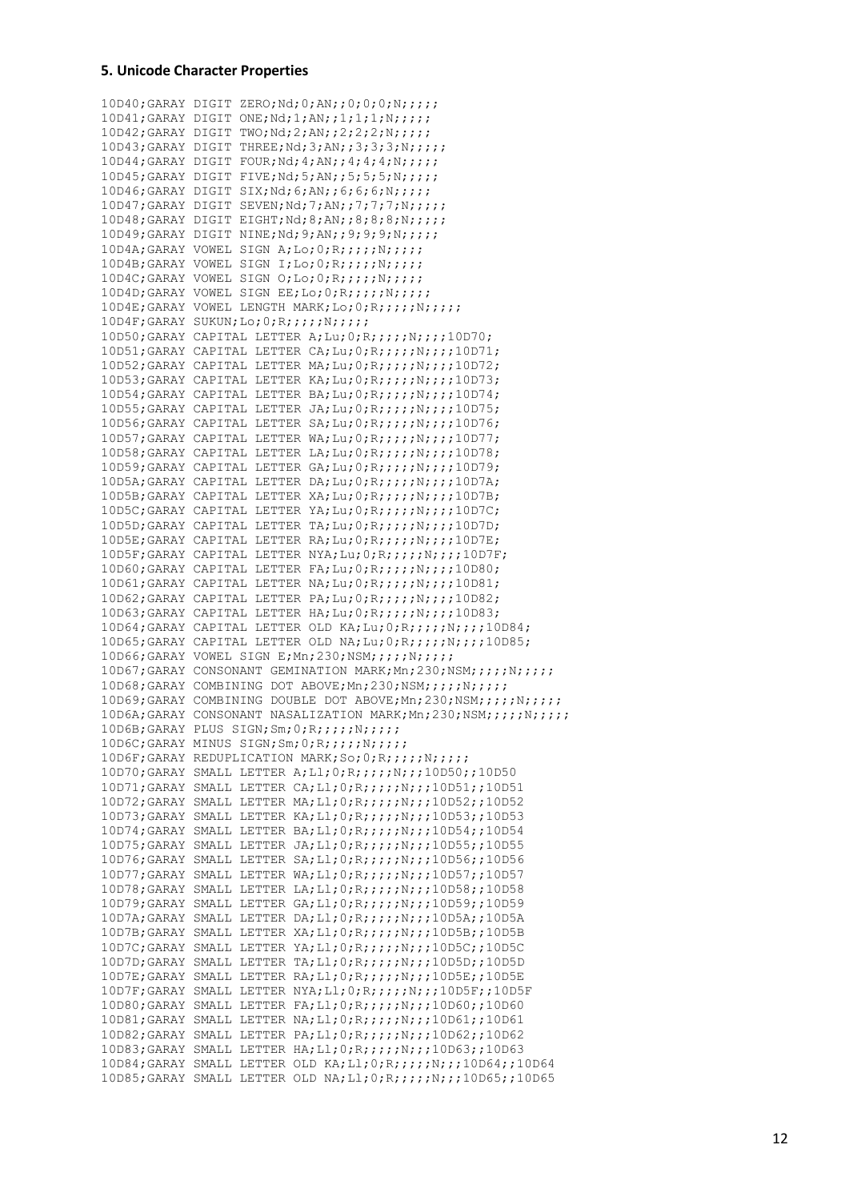### 5. Unicode Character Properties

```
10D40;GARAY DIGIT ZERO;Nd;0;AN;;0;0;0;N;;;;;
10D41;GARAY DIGIT ONE;Nd;1;AN;;1;1;1;N;;;;;
10D42;GARAY DIGIT TWO;Nd;2;AN;;2;2;2;N;;;;;
10D43;GARAY DIGIT THREE;Nd;3;AN;;3;3;3;N;;;;;
10D44;GARAY DIGIT FOUR;Nd;4;AN;;4;4;4;N;;;;;
10D45;GARAY DIGIT FIVE;Nd;5;AN;;5;5;5;N;;;;;
10D46;GARAY DIGIT SIX;Nd;6;AN;;6;6;6;N;;;;;
10D47;GARAY DIGIT SEVEN;Nd;7;AN;;7;7;7;N;;;;;
10D48;GARAY DIGIT EIGHT;Nd;8;AN;;8;8;8;N;;;;;
10D49;GARAY DIGIT NINE;Nd;9;AN;;9;9;9;N;;;;;
10D4A;GARAY VOWEL SIGN A;Lo;0;R;;;;;N;;;;;
10D4B;GARAY VOWEL SIGN I;Lo;0;R;;;;;N;;;;;
10D4C;GARAY VOWEL SIGN O;Lo;0;R;;;;;N;;;;;
10D4D;GARAY VOWEL SIGN EE;Lo;0;R;;;;;N;;;;;
10D4E;GARAY VOWEL LENGTH MARK;Lo;0;R;;;;;N;;;;;
10D4F;GARAY SUKUN;Lo;0;R;;;;;N;;;;;
10D50;GARAY CAPITAL LETTER A;Lu;0;R;;;;;N;;;;10D70;
10D51;GARAY CAPITAL LETTER CA;Lu;0;R;;;;;N;;;;10D71;
10D52;GARAY CAPITAL LETTER MA;Lu;0;R;;;;;N;;;;10D72;
10D53;GARAY CAPITAL LETTER KA;Lu;0;R;;;;;N;;;;10D73;
10D54;GARAY CAPITAL LETTER BA;Lu;0;R;;;;;N;;;;10D74;
10D55;GARAY CAPITAL LETTER JA;Lu;0;R;;;;;N;;;;10D75;
10D56;GARAY CAPITAL LETTER SA;Lu;0;R;;;;;N;;;;10D76;
10D57;GARAY CAPITAL LETTER WA;Lu;0;R;;;;;N;;;;10D77;
10D58;GARAY CAPITAL LETTER LA;Lu;0;R;;;;;N;;;;10D78;
10D59;GARAY CAPITAL LETTER GA;Lu;0;R;;;;;N;;;;10D79;
10D5A;GARAY CAPITAL LETTER DA;Lu;0;R;;;;;N;;;;10D7A;
10D5B;GARAY CAPITAL LETTER XA;Lu;0;R;;;;;N;;;;10D7B;
10D5C;GARAY CAPITAL LETTER YA;Lu;0;R;;;;;N;;;;10D7C;
10D5D;GARAY CAPITAL LETTER TA;Lu;0;R;;;;;N;;;;10D7D;
10D5E;GARAY CAPITAL LETTER RA;Lu;0;R;;;;;N;;;;10D7E;
10D5F;GARAY CAPITAL LETTER NYA;Lu;0;R;;;;;N;;;;10D7F;
10D60;GARAY CAPITAL LETTER FA;Lu;0;R;;;;;N;;;;10D80;
10D61;GARAY CAPITAL LETTER NA;Lu;0;R;;;;;N;;;;10D81;
10D62;GARAY CAPITAL LETTER PA;Lu;0;R;;;;;N;;;;10D82;
10D63;GARAY CAPITAL LETTER HA;Lu;0;R;;;;;N;;;;10D83;
10D64;GARAY CAPITAL LETTER OLD KA;Lu;0;R;;;;;N;;;;10D84;
10D65;GARAY CAPITAL LETTER OLD NA;Lu;0;R;;;;;N;;;;10D85;
10D66;GARAY VOWEL SIGN E;Mn;230;NSM;;;;;N;;;;;
10D67;GARAY CONSONANT GEMINATION MARK;Mn;230;NSM;;;;;N;;;;;
10D68;GARAY COMBINING DOT ABOVE;Mn;230;NSM;;;;;N;;;;;
10D69;GARAY COMBINING DOUBLE DOT ABOVE;Mn;230;NSM;;;;;N;;;;;
10D6A;GARAY CONSONANT NASALIZATION MARK;Mn;230;NSM;;;;;N;;;;;
10D6B;GARAY PLUS SIGN;Sm;0;R;;;;;N;;;;;
10D6C;GARAY MINUS SIGN;Sm;0;R;;;;;N;;;;;
10D6F;GARAY REDUPLICATION MARK;So;0;R;;;;;N;;;;;
10D70;GARAY SMALL LETTER A;Ll;0;R;;;;;N;;;10D50;;10D50
10D71;GARAY SMALL LETTER CA;Ll;0;R;;;;;N;;;10D51;;10D51
10D72;GARAY SMALL LETTER MA;Ll;0;R;;;;;N;;;10D52;;10D52
10D73;GARAY SMALL LETTER KA;Ll;0;R;;;;;N;;;10D53;;10D53
10D74;GARAY SMALL LETTER BA;Ll;0;R;;;;;N;;;10D54;;10D54
10D75;GARAY SMALL LETTER JA;Ll;0;R;;;;;N;;;10D55;;10D55
10D76;GARAY SMALL LETTER SA;Ll;0;R;;;;;N;;;10D56;;10D56
10D77;GARAY SMALL LETTER WA;Ll;0;R;;;;;N;;;10D57;;10D57
10D78;GARAY SMALL LETTER LA;Ll;0;R;;;;;N;;;10D58;;10D58
10D79;GARAY SMALL LETTER GA;Ll;0;R;;;;;N;;;10D59;;10D59
10D7A;GARAY SMALL LETTER DA;Ll;0;R;;;;;N;;;10D5A;;10D5A
10D7B;GARAY SMALL LETTER XA;Ll;0;R;;;;;N;;;10D5B;;10D5B
10D7C;GARAY SMALL LETTER YA;Ll;0;R;;;;;N;;;10D5C;;10D5C
10D7D;GARAY SMALL LETTER TA;Ll;0;R;;;;;N;;;10D5D;;10D5D
10D7E;GARAY SMALL LETTER RA;Ll;0;R;;;;;N;;;10D5E;;10D5E
10D7F;GARAY SMALL LETTER NYA;Ll;0;R;;;;;N;;;10D5F;;10D5F
10D80;GARAY SMALL LETTER FA;Ll;0;R;;;;;N;;;10D60;;10D60
10D81;GARAY SMALL LETTER NA;Ll;0;R;;;;;N;;;10D61;;10D61
10D82;GARAY SMALL LETTER PA;Ll;0;R;;;;;N;;;10D62;;10D62
10D83;GARAY SMALL LETTER HA;Ll;0;R;;;;;N;;;10D63;;10D63
10D84;GARAY SMALL LETTER OLD KA;Ll;0;R;;;;;N;;;10D64;;10D64
10D85;GARAY SMALL LETTER OLD NA;Ll;0;R;;;;;N;;;10D65;;10D65
```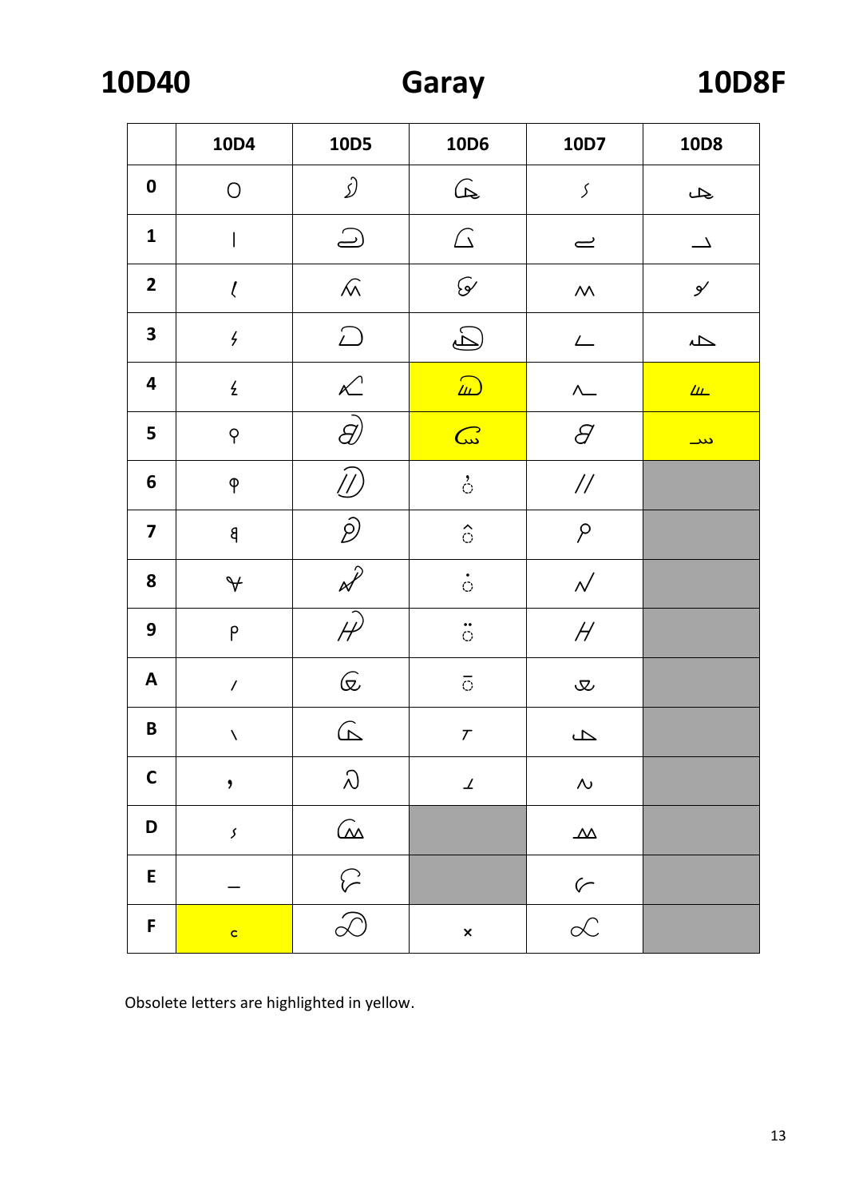# 10D40 Garay 10D8F

| | 10D4 | 10D5 | 10D6 | 10D7 | 10D8 |
|---|---|---|---|---|---|
| **0** | 𐵀 | 𐵐 | 𐵠 | 𐵰 | 𐶀 |
| **1** | 𐵁 | 𐵑 | 𐵡 | 𐵱 | 𐶁 |
| **2** | 𐵂 | 𐵒 | 𐵢 | 𐵲 | 𐶂 |
| **3** | 𐵃 | 𐵓 | 𐵣 | 𐵳 | 𐶃 |
| **4** | 𐵄 | 𐵔 | 𐵤 | 𐵴 | 𐶄 |
| **5** | 𐵅 | 𐵕 | 𐵥 | 𐵵 | 𐶅 |
| **6** | 𐵆 | 𐵖 | ◌𐵦 | 𐵶 | |
| **7** | 𐵇 | 𐵗 | ◌𐵧 | 𐵷 | |
| **8** | 𐵈 | 𐵘 | ◌𐵨 | 𐵸 | |
| **9** | 𐵉 | 𐵙 | ◌𐵩 | 𐵹 | |
| **A** | 𐵊 | 𐵚 | ◌𐵪 | 𐵺 | |
| **B** | 𐵋 | 𐵛 | 𐵫 | 𐵻 | |
| **C** | 𐵌 | 𐵜 | 𐵬 | 𐵼 | |
| **D** | 𐵍 | 𐵝 | | 𐵽 | |
| **E** | 𐵎 | 𐵞 | | 𐵾 | |
| **F** | 𐵏 | 𐵟 | 𐵯 | 𐵿 | |

Obsolete letters are highlighted in yellow.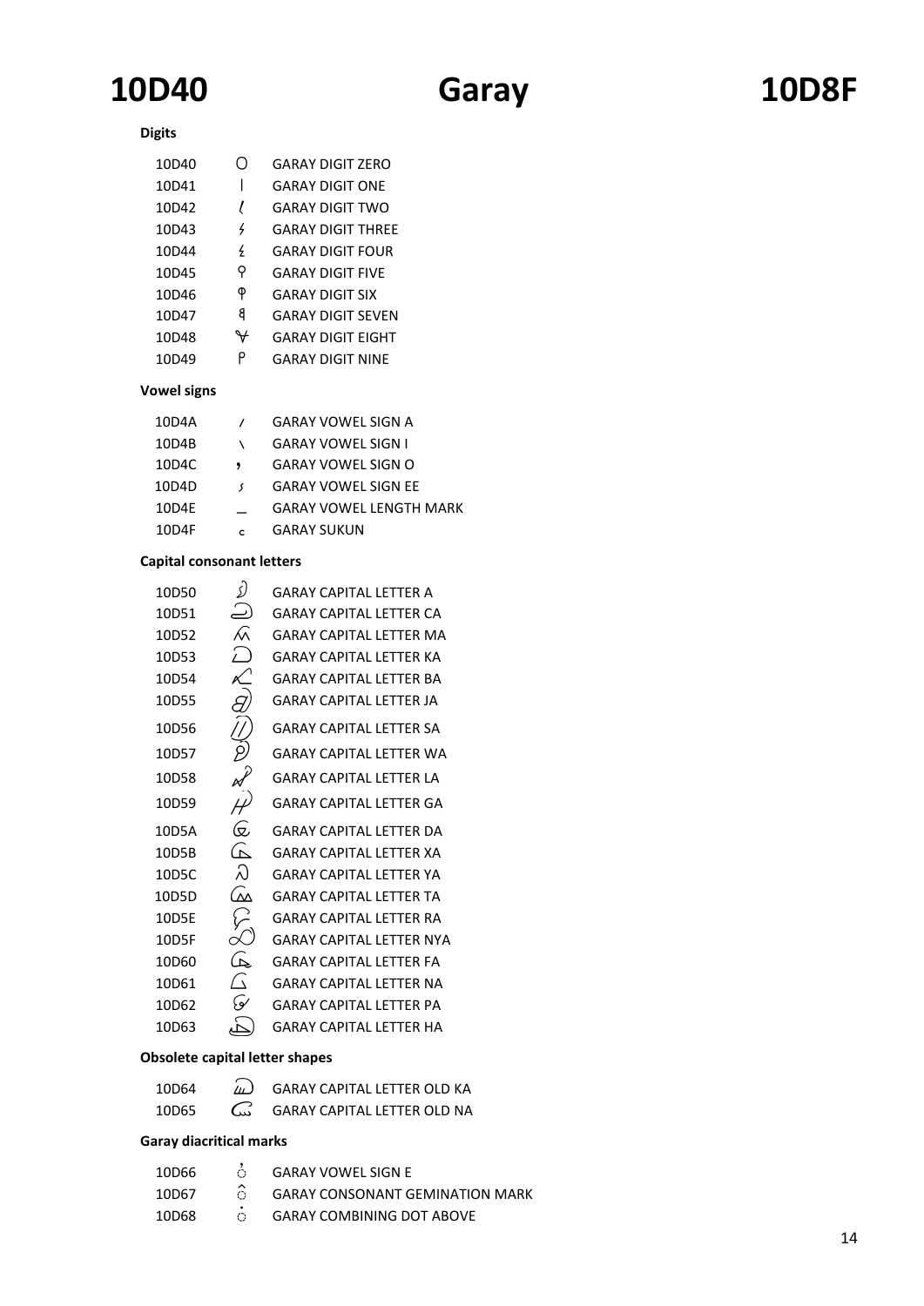# 10D40 Garay 10D8F

**Digits**

| | | |
|---|---|---|
| 10D40 | 𐵀 | GARAY DIGIT ZERO |
| 10D41 | 𐵁 | GARAY DIGIT ONE |
| 10D42 | 𐵂 | GARAY DIGIT TWO |
| 10D43 | 𐵃 | GARAY DIGIT THREE |
| 10D44 | 𐵄 | GARAY DIGIT FOUR |
| 10D45 | 𐵅 | GARAY DIGIT FIVE |
| 10D46 | 𐵆 | GARAY DIGIT SIX |
| 10D47 | 𐵇 | GARAY DIGIT SEVEN |
| 10D48 | 𐵈 | GARAY DIGIT EIGHT |
| 10D49 | 𐵉 | GARAY DIGIT NINE |

**Vowel signs**

| | | |
|---|---|---|
| 10D4A | 𐵊 | GARAY VOWEL SIGN A |
| 10D4B | 𐵋 | GARAY VOWEL SIGN I |
| 10D4C | 𐵌 | GARAY VOWEL SIGN O |
| 10D4D | 𐵍 | GARAY VOWEL SIGN EE |
| 10D4E | 𐵎 | GARAY VOWEL LENGTH MARK |
| 10D4F | 𐵏 | GARAY SUKUN |

**Capital consonant letters**

| | | |
|---|---|---|
| 10D50 | 𐵐 | GARAY CAPITAL LETTER A |
| 10D51 | 𐵑 | GARAY CAPITAL LETTER CA |
| 10D52 | 𐵒 | GARAY CAPITAL LETTER MA |
| 10D53 | 𐵓 | GARAY CAPITAL LETTER KA |
| 10D54 | 𐵔 | GARAY CAPITAL LETTER BA |
| 10D55 | 𐵕 | GARAY CAPITAL LETTER JA |
| 10D56 | 𐵖 | GARAY CAPITAL LETTER SA |
| 10D57 | 𐵗 | GARAY CAPITAL LETTER WA |
| 10D58 | 𐵘 | GARAY CAPITAL LETTER LA |
| 10D59 | 𐵙 | GARAY CAPITAL LETTER GA |
| 10D5A | 𐵚 | GARAY CAPITAL LETTER DA |
| 10D5B | 𐵛 | GARAY CAPITAL LETTER XA |
| 10D5C | 𐵜 | GARAY CAPITAL LETTER YA |
| 10D5D | 𐵝 | GARAY CAPITAL LETTER TA |
| 10D5E | 𐵞 | GARAY CAPITAL LETTER RA |
| 10D5F | 𐵟 | GARAY CAPITAL LETTER NYA |
| 10D60 | 𐵠 | GARAY CAPITAL LETTER FA |
| 10D61 | 𐵡 | GARAY CAPITAL LETTER NA |
| 10D62 | 𐵢 | GARAY CAPITAL LETTER PA |
| 10D63 | 𐵣 | GARAY CAPITAL LETTER HA |

**Obsolete capital letter shapes**

| | | |
|---|---|---|
| 10D64 | 𐵤 | GARAY CAPITAL LETTER OLD KA |
| 10D65 | 𐵥 | GARAY CAPITAL LETTER OLD NA |

**Garay diacritical marks**

| | | |
|---|---|---|
| 10D66 | ◌𐵦 | GARAY VOWEL SIGN E |
| 10D67 | ◌𐵧 | GARAY CONSONANT GEMINATION MARK |
| 10D68 | ◌𐵨 | GARAY COMBINING DOT ABOVE |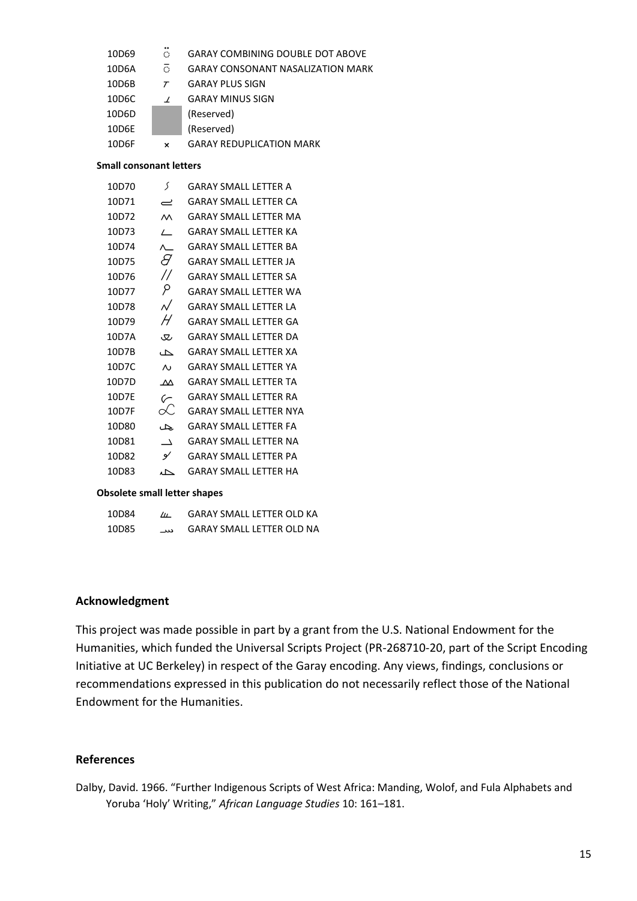| | | |
|---|---|---|
| 10D69 | 𐵩 | GARAY COMBINING DOUBLE DOT ABOVE |
| 10D6A | 𐵪 | GARAY CONSONANT NASALIZATION MARK |
| 10D6B | 𐵫 | GARAY PLUS SIGN |
| 10D6C | 𐵬 | GARAY MINUS SIGN |
| 10D6D | | (Reserved) |
| 10D6E | | (Reserved) |
| 10D6F | × | GARAY REDUPLICATION MARK |

**Small consonant letters**

| | | |
|---|---|---|
| 10D70 | 𐵰 | GARAY SMALL LETTER A |
| 10D71 | 𐵱 | GARAY SMALL LETTER CA |
| 10D72 | 𐵲 | GARAY SMALL LETTER MA |
| 10D73 | 𐵳 | GARAY SMALL LETTER KA |
| 10D74 | 𐵴 | GARAY SMALL LETTER BA |
| 10D75 | 𐵵 | GARAY SMALL LETTER JA |
| 10D76 | 𐵶 | GARAY SMALL LETTER SA |
| 10D77 | 𐵷 | GARAY SMALL LETTER WA |
| 10D78 | 𐵸 | GARAY SMALL LETTER LA |
| 10D79 | 𐵹 | GARAY SMALL LETTER GA |
| 10D7A | 𐵺 | GARAY SMALL LETTER DA |
| 10D7B | 𐵻 | GARAY SMALL LETTER XA |
| 10D7C | 𐵼 | GARAY SMALL LETTER YA |
| 10D7D | 𐵽 | GARAY SMALL LETTER TA |
| 10D7E | 𐵾 | GARAY SMALL LETTER RA |
| 10D7F | 𐵿 | GARAY SMALL LETTER NYA |
| 10D80 | 𐶀 | GARAY SMALL LETTER FA |
| 10D81 | 𐶁 | GARAY SMALL LETTER NA |
| 10D82 | 𐶂 | GARAY SMALL LETTER PA |
| 10D83 | 𐶃 | GARAY SMALL LETTER HA |

**Obsolete small letter shapes**

| | | |
|---|---|---|
| 10D84 | 𐶄 | GARAY SMALL LETTER OLD KA |
| 10D85 | 𐶅 | GARAY SMALL LETTER OLD NA |

## Acknowledgment

This project was made possible in part by a grant from the U.S. National Endowment for the Humanities, which funded the Universal Scripts Project (PR-268710-20, part of the Script Encoding Initiative at UC Berkeley) in respect of the Garay encoding. Any views, findings, conclusions or recommendations expressed in this publication do not necessarily reflect those of the National Endowment for the Humanities.

## References

Dalby, David. 1966. "Further Indigenous Scripts of West Africa: Manding, Wolof, and Fula Alphabets and Yoruba 'Holy' Writing," *African Language Studies* 10: 161–181.